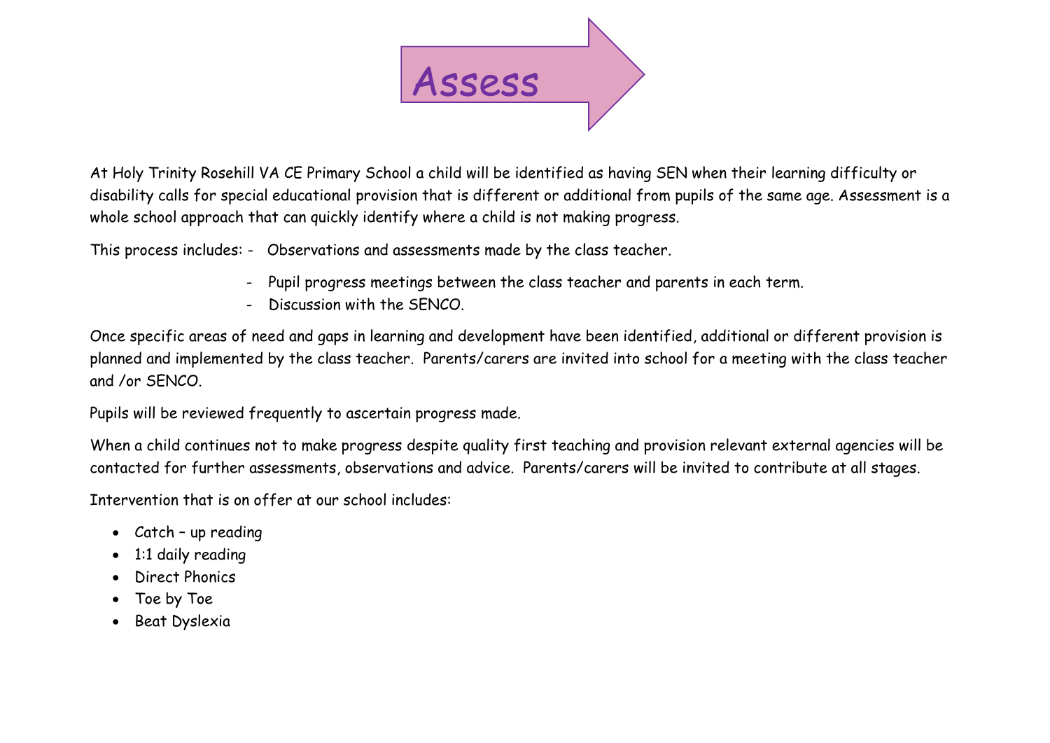# Assess

At Holy Trinity Rosehill VA CE Primary School a child will be identified as having SEN when their learning difficulty or disability calls for special educational provision that is different or additional from pupils of the same age. Assessment is a whole school approach that can quickly identify where a child is not making progress.

This process includes:

- Observations and assessments made by the class teacher.
- Pupil progress meetings between the class teacher and parents in each term.
- Discussion with the SENCO.

Once specific areas of need and gaps in learning and development have been identified, additional or different provision is planned and implemented by the class teacher. Parents/carers are invited into school for a meeting with the class teacher and /or SENCO.

Pupils will be reviewed frequently to ascertain progress made.

When a child continues not to make progress despite quality first teaching and provision relevant external agencies will be contacted for further assessments, observations and advice. Parents/carers will be invited to contribute at all stages.

Intervention that is on offer at our school includes:

- Catch – up reading
- 1:1 daily reading
- Direct Phonics
- Toe by Toe
- Beat Dyslexia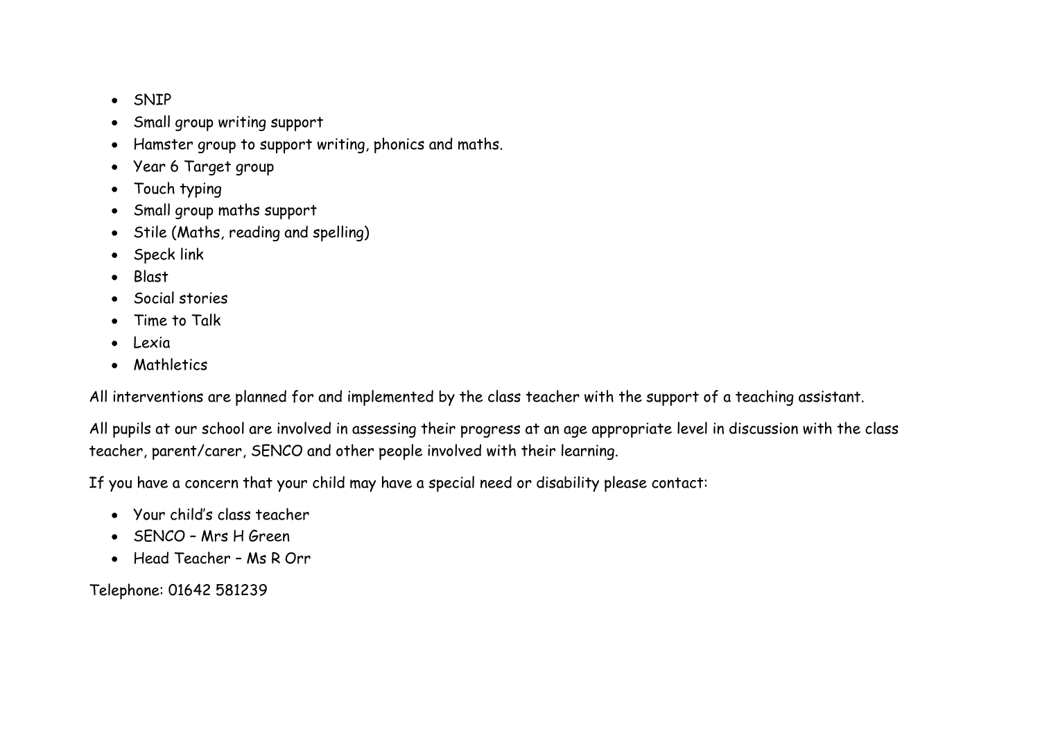- SNIP
- Small group writing support
- Hamster group to support writing, phonics and maths.
- Year 6 Target group
- Touch typing
- Small group maths support
- Stile (Maths, reading and spelling)
- Speck link
- Blast
- Social stories
- Time to Talk
- Lexia
- Mathletics

All interventions are planned for and implemented by the class teacher with the support of a teaching assistant.

All pupils at our school are involved in assessing their progress at an age appropriate level in discussion with the class teacher, parent/carer, SENCO and other people involved with their learning.

If you have a concern that your child may have a special need or disability please contact:

- Your child's class teacher
- SENCO – Mrs H Green
- Head Teacher – Ms R Orr

Telephone: 01642 581239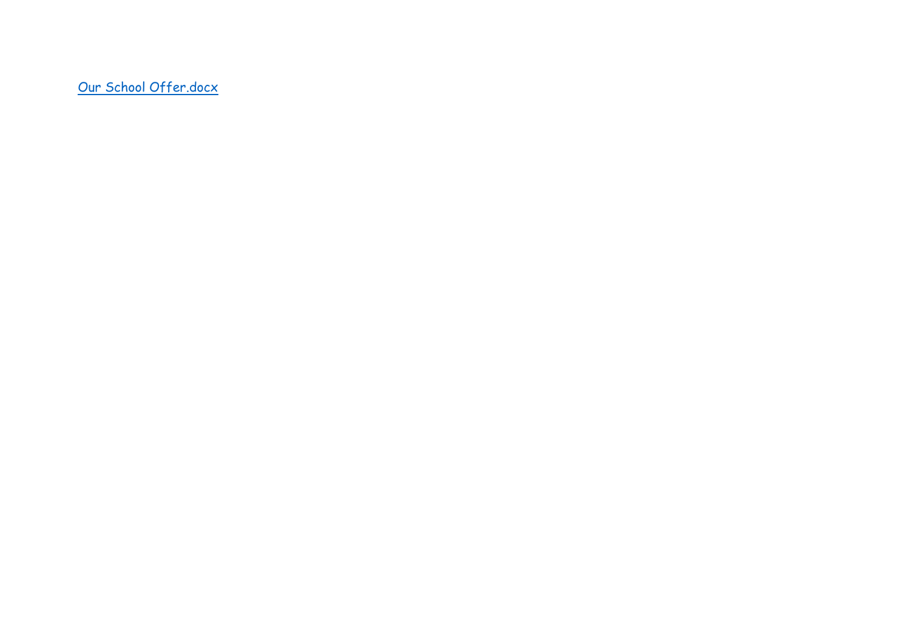[Our School Offer.docx]